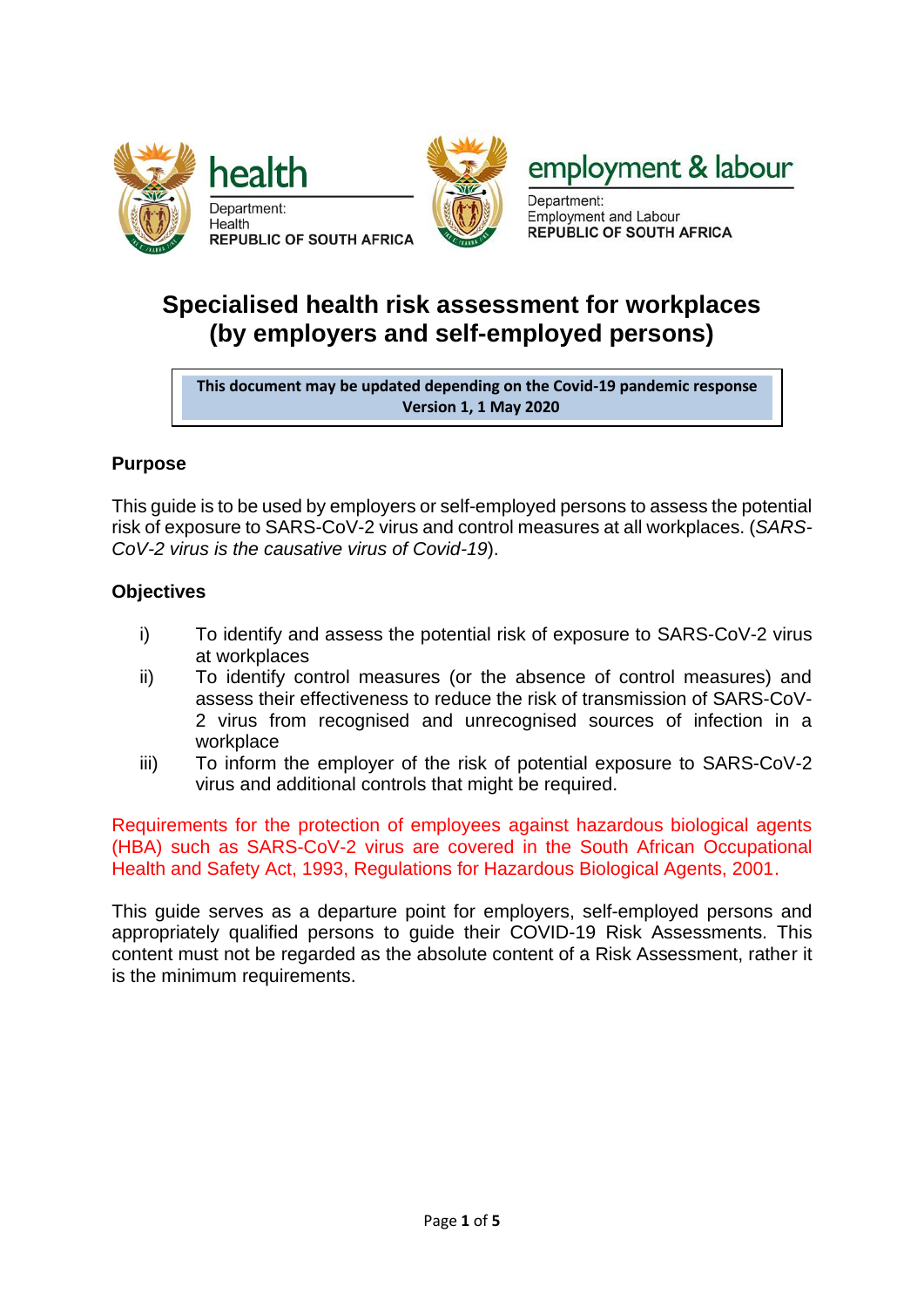health

Department:
Health
REPUBLIC OF SOUTH AFRICA

employment & labour

Department:
Employment and Labour
REPUBLIC OF SOUTH AFRICA

# Specialised health risk assessment for workplaces (by employers and self-employed persons)

**This document may be updated depending on the Covid-19 pandemic response**
**Version 1, 1 May 2020**

## Purpose

This guide is to be used by employers or self-employed persons to assess the potential risk of exposure to SARS-CoV-2 virus and control measures at all workplaces. (*SARS-CoV-2 virus is the causative virus of Covid-19*).

## Objectives

i) To identify and assess the potential risk of exposure to SARS-CoV-2 virus at workplaces
ii) To identify control measures (or the absence of control measures) and assess their effectiveness to reduce the risk of transmission of SARS-CoV-2 virus from recognised and unrecognised sources of infection in a workplace
iii) To inform the employer of the risk of potential exposure to SARS-CoV-2 virus and additional controls that might be required.

Requirements for the protection of employees against hazardous biological agents (HBA) such as SARS-CoV-2 virus are covered in the South African Occupational Health and Safety Act, 1993, Regulations for Hazardous Biological Agents, 2001.

This guide serves as a departure point for employers, self-employed persons and appropriately qualified persons to guide their COVID-19 Risk Assessments. This content must not be regarded as the absolute content of a Risk Assessment, rather it is the minimum requirements.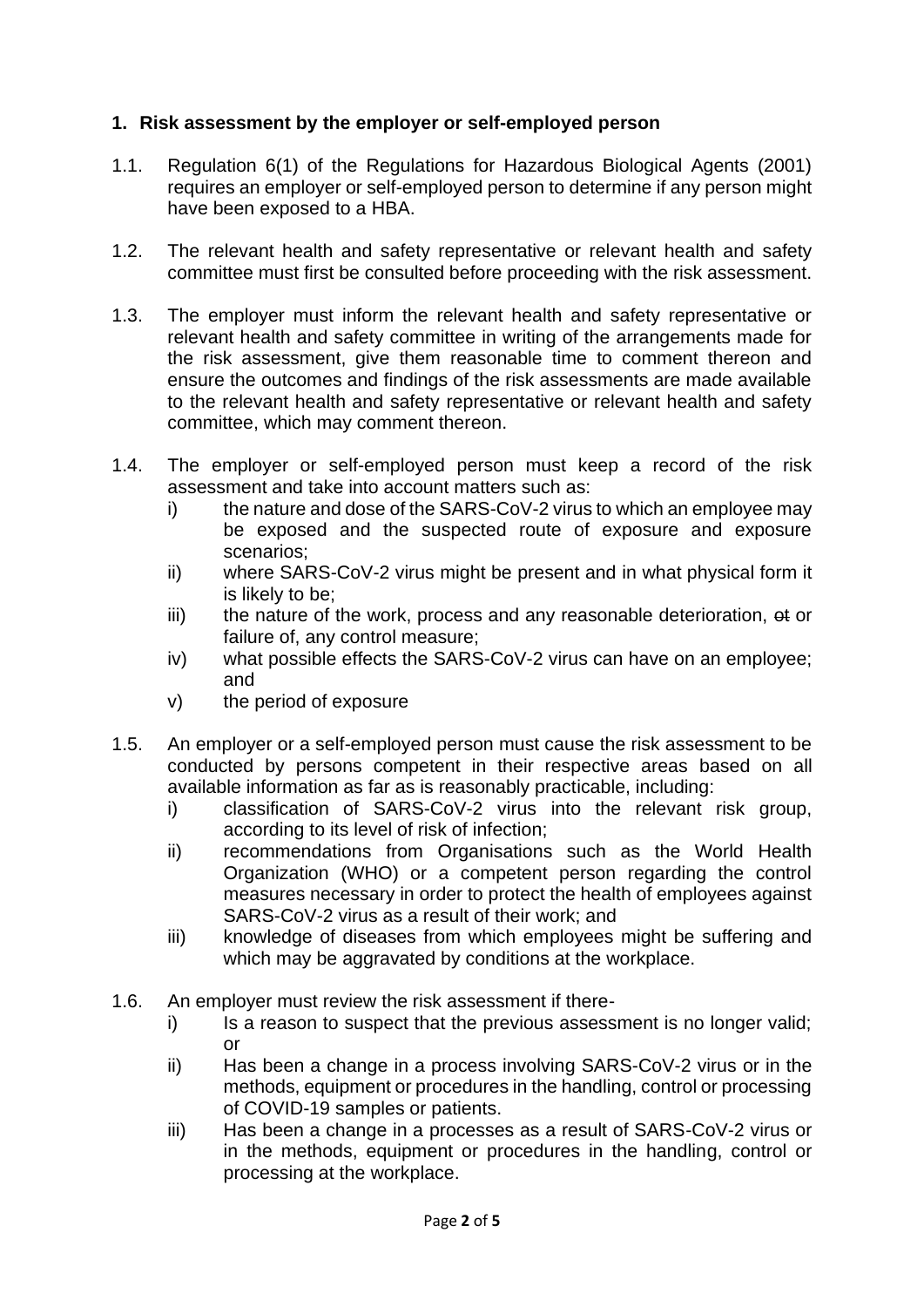## 1. Risk assessment by the employer or self-employed person

1.1. Regulation 6(1) of the Regulations for Hazardous Biological Agents (2001) requires an employer or self-employed person to determine if any person might have been exposed to a HBA.

1.2. The relevant health and safety representative or relevant health and safety committee must first be consulted before proceeding with the risk assessment.

1.3. The employer must inform the relevant health and safety representative or relevant health and safety committee in writing of the arrangements made for the risk assessment, give them reasonable time to comment thereon and ensure the outcomes and findings of the risk assessments are made available to the relevant health and safety representative or relevant health and safety committee, which may comment thereon.

1.4. The employer or self-employed person must keep a record of the risk assessment and take into account matters such as:

- i) the nature and dose of the SARS-CoV-2 virus to which an employee may be exposed and the suspected route of exposure and exposure scenarios;
- ii) where SARS-CoV-2 virus might be present and in what physical form it is likely to be;
- iii) the nature of the work, process and any reasonable deterioration, ~~ot~~ or failure of, any control measure;
- iv) what possible effects the SARS-CoV-2 virus can have on an employee; and
- v) the period of exposure

1.5. An employer or a self-employed person must cause the risk assessment to be conducted by persons competent in their respective areas based on all available information as far as is reasonably practicable, including:

- i) classification of SARS-CoV-2 virus into the relevant risk group, according to its level of risk of infection;
- ii) recommendations from Organisations such as the World Health Organization (WHO) or a competent person regarding the control measures necessary in order to protect the health of employees against SARS-CoV-2 virus as a result of their work; and
- iii) knowledge of diseases from which employees might be suffering and which may be aggravated by conditions at the workplace.

1.6. An employer must review the risk assessment if there-

- i) Is a reason to suspect that the previous assessment is no longer valid; or
- ii) Has been a change in a process involving SARS-CoV-2 virus or in the methods, equipment or procedures in the handling, control or processing of COVID-19 samples or patients.
- iii) Has been a change in a processes as a result of SARS-CoV-2 virus or in the methods, equipment or procedures in the handling, control or processing at the workplace.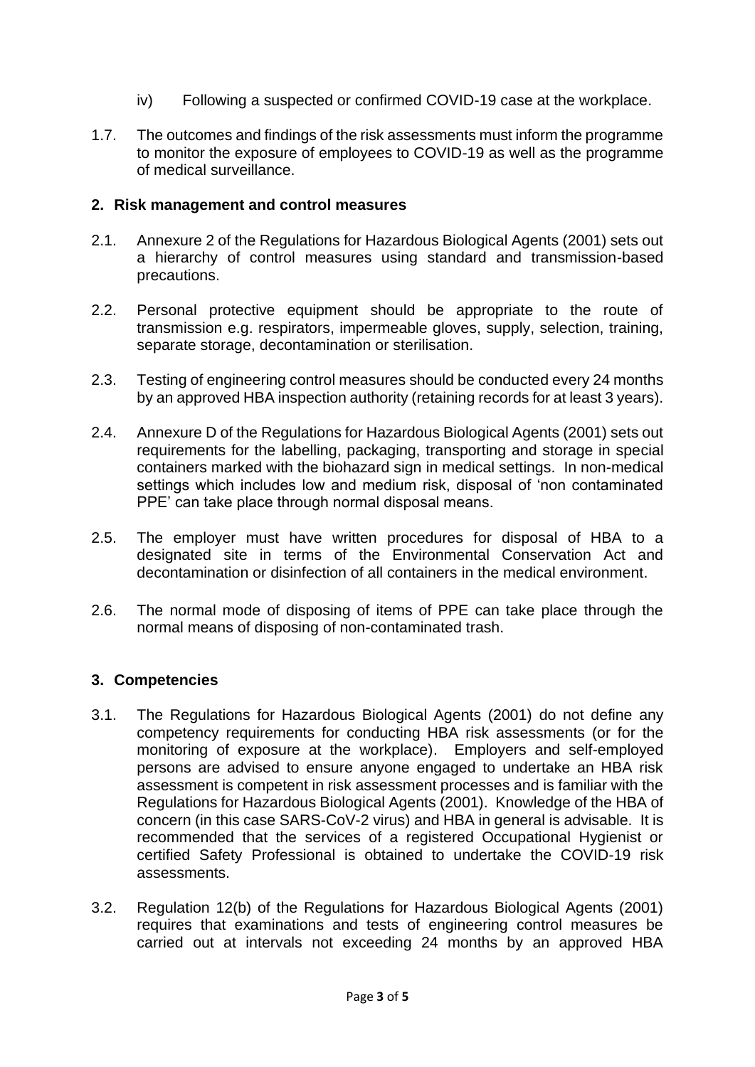iv) Following a suspected or confirmed COVID-19 case at the workplace.

1.7. The outcomes and findings of the risk assessments must inform the programme to monitor the exposure of employees to COVID-19 as well as the programme of medical surveillance.

## 2. Risk management and control measures

2.1. Annexure 2 of the Regulations for Hazardous Biological Agents (2001) sets out a hierarchy of control measures using standard and transmission-based precautions.

2.2. Personal protective equipment should be appropriate to the route of transmission e.g. respirators, impermeable gloves, supply, selection, training, separate storage, decontamination or sterilisation.

2.3. Testing of engineering control measures should be conducted every 24 months by an approved HBA inspection authority (retaining records for at least 3 years).

2.4. Annexure D of the Regulations for Hazardous Biological Agents (2001) sets out requirements for the labelling, packaging, transporting and storage in special containers marked with the biohazard sign in medical settings. In non-medical settings which includes low and medium risk, disposal of 'non contaminated PPE' can take place through normal disposal means.

2.5. The employer must have written procedures for disposal of HBA to a designated site in terms of the Environmental Conservation Act and decontamination or disinfection of all containers in the medical environment.

2.6. The normal mode of disposing of items of PPE can take place through the normal means of disposing of non-contaminated trash.

## 3. Competencies

3.1. The Regulations for Hazardous Biological Agents (2001) do not define any competency requirements for conducting HBA risk assessments (or for the monitoring of exposure at the workplace). Employers and self-employed persons are advised to ensure anyone engaged to undertake an HBA risk assessment is competent in risk assessment processes and is familiar with the Regulations for Hazardous Biological Agents (2001). Knowledge of the HBA of concern (in this case SARS-CoV-2 virus) and HBA in general is advisable. It is recommended that the services of a registered Occupational Hygienist or certified Safety Professional is obtained to undertake the COVID-19 risk assessments.

3.2. Regulation 12(b) of the Regulations for Hazardous Biological Agents (2001) requires that examinations and tests of engineering control measures be carried out at intervals not exceeding 24 months by an approved HBA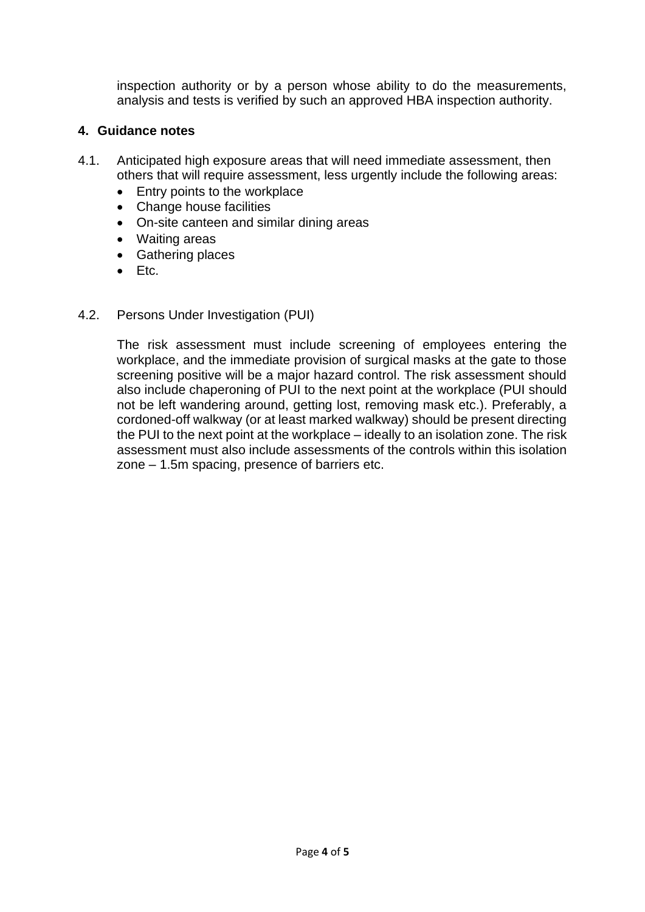inspection authority or by a person whose ability to do the measurements, analysis and tests is verified by such an approved HBA inspection authority.

## 4. Guidance notes

4.1. Anticipated high exposure areas that will need immediate assessment, then others that will require assessment, less urgently include the following areas:

- Entry points to the workplace
- Change house facilities
- On-site canteen and similar dining areas
- Waiting areas
- Gathering places
- Etc.

4.2. Persons Under Investigation (PUI)

The risk assessment must include screening of employees entering the workplace, and the immediate provision of surgical masks at the gate to those screening positive will be a major hazard control. The risk assessment should also include chaperoning of PUI to the next point at the workplace (PUI should not be left wandering around, getting lost, removing mask etc.). Preferably, a cordoned-off walkway (or at least marked walkway) should be present directing the PUI to the next point at the workplace – ideally to an isolation zone. The risk assessment must also include assessments of the controls within this isolation zone – 1.5m spacing, presence of barriers etc.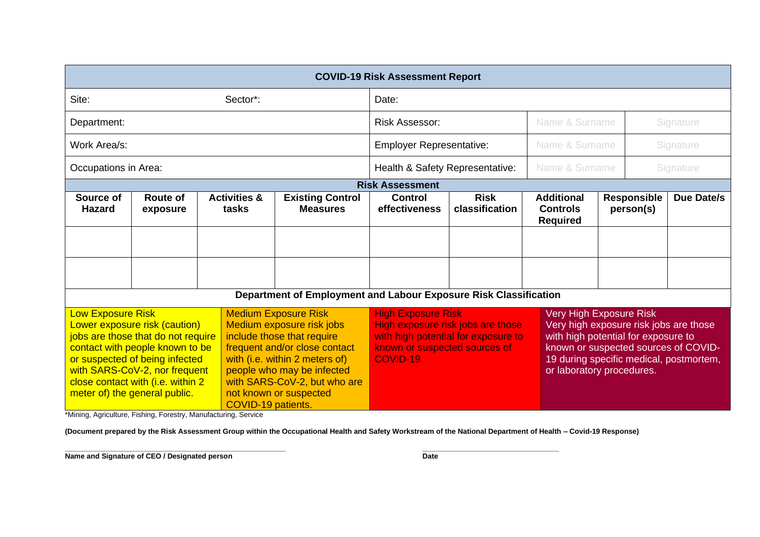| COVID-19 Risk Assessment Report | | | | | | | | |
|---|---|---|---|---|---|---|---|---|
| Site: | | Sector*: | | Date: | | | | |
| Department: | | | | Risk Assessor: | | Name & Surname | | Signature |
| Work Area/s: | | | | Employer Representative: | | Name & Surname | | Signature |
| Occupations in Area: | | | | Health & Safety Representative: | | Name & Surname | | Signature |
| **Risk Assessment** | | | | | | | | |
| **Source of Hazard** | **Route of exposure** | **Activities & tasks** | **Existing Control Measures** | **Control effectiveness** | **Risk classification** | **Additional Controls Required** | **Responsible person(s)** | **Due Date/s** |
| | | | | | | | | |
| | | | | | | | | |

**Department of Employment and Labour Exposure Risk Classification**

| Low Exposure Risk | Medium Exposure Risk | High Exposure Risk | Very High Exposure Risk |
|---|---|---|---|
| Lower exposure risk (caution) jobs are those that do not require contact with people known to be or suspected of being infected with SARS-CoV-2, nor frequent close contact with (i.e. within 2 meter of) the general public. | Medium exposure risk jobs include those that require frequent and/or close contact with (i.e. within 2 meters of) people who may be infected with SARS-CoV-2, but who are not known or suspected COVID-19 patients. | High exposure risk jobs are those with high potential for exposure to known or suspected sources of COVID-19. | Very high exposure risk jobs are those with high potential for exposure to known or suspected sources of COVID-19 during specific medical, postmortem, or laboratory procedures. |

*Mining, Agriculture, Fishing, Forestry, Manufacturing, Service

**(Document prepared by the Risk Assessment Group within the Occupational Health and Safety Workstream of the National Department of Health – Covid-19 Response)**

\_\_\_\_\_\_\_\_\_\_\_\_\_\_\_\_\_\_\_\_\_\_\_\_\_\_\_\_\_\_\_\_\_\_\_\_\_\_\_\_

**Name and Signature of CEO / Designated person**

\_\_\_\_\_\_\_\_\_\_\_\_\_\_\_\_\_\_\_\_\_\_\_\_\_\_\_\_\_\_

**Date**